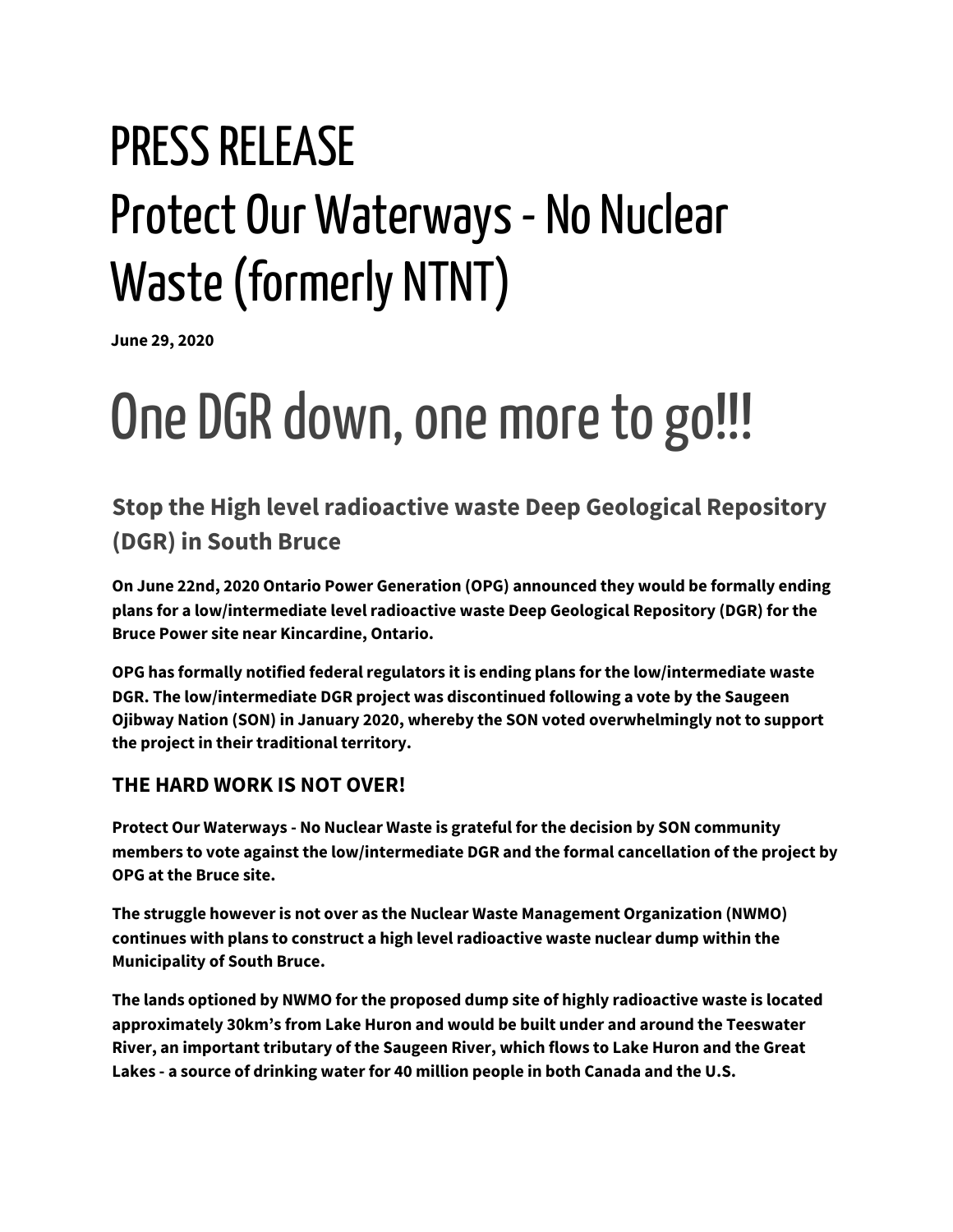# PRESS RELEASE
# Protect Our Waterways - No Nuclear Waste (formerly NTNT)

**June 29, 2020**

# One DGR down, one more to go!!!

## Stop the High level radioactive waste Deep Geological Repository (DGR) in South Bruce

**On June 22nd, 2020 Ontario Power Generation (OPG) announced they would be formally ending plans for a low/intermediate level radioactive waste Deep Geological Repository (DGR) for the Bruce Power site near Kincardine, Ontario.**

**OPG has formally notified federal regulators it is ending plans for the low/intermediate waste DGR. The low/intermediate DGR project was discontinued following a vote by the Saugeen Ojibway Nation (SON) in January 2020, whereby the SON voted overwhelmingly not to support the project in their traditional territory.**

### THE HARD WORK IS NOT OVER!

**Protect Our Waterways - No Nuclear Waste is grateful for the decision by SON community members to vote against the low/intermediate DGR and the formal cancellation of the project by OPG at the Bruce site.**

**The struggle however is not over as the Nuclear Waste Management Organization (NWMO) continues with plans to construct a high level radioactive waste nuclear dump within the Municipality of South Bruce.**

**The lands optioned by NWMO for the proposed dump site of highly radioactive waste is located approximately 30km's from Lake Huron and would be built under and around the Teeswater River, an important tributary of the Saugeen River, which flows to Lake Huron and the Great Lakes - a source of drinking water for 40 million people in both Canada and the U.S.**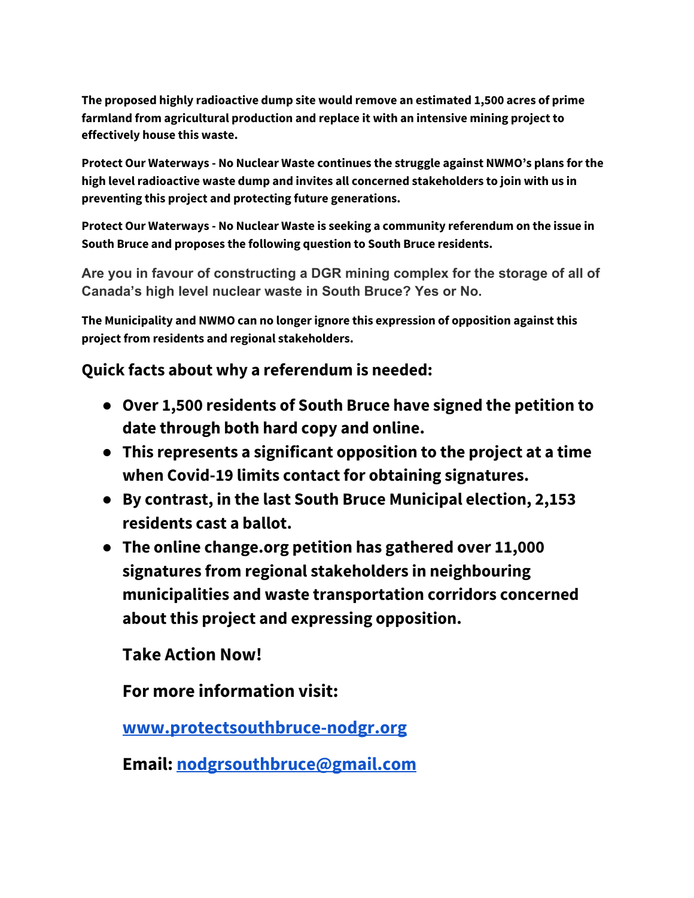**The proposed highly radioactive dump site would remove an estimated 1,500 acres of prime farmland from agricultural production and replace it with an intensive mining project to effectively house this waste.**

**Protect Our Waterways - No Nuclear Waste continues the struggle against NWMO's plans for the high level radioactive waste dump and invites all concerned stakeholders to join with us in preventing this project and protecting future generations.**

**Protect Our Waterways - No Nuclear Waste is seeking a community referendum on the issue in South Bruce and proposes the following question to South Bruce residents.**

**Are you in favour of constructing a DGR mining complex for the storage of all of Canada's high level nuclear waste in South Bruce? Yes or No.**

**The Municipality and NWMO can no longer ignore this expression of opposition against this project from residents and regional stakeholders.**

## Quick facts about why a referendum is needed:

- **Over 1,500 residents of South Bruce have signed the petition to date through both hard copy and online.**
- **This represents a significant opposition to the project at a time when Covid-19 limits contact for obtaining signatures.**
- **By contrast, in the last South Bruce Municipal election, 2,153 residents cast a ballot.**
- **The online change.org petition has gathered over 11,000 signatures from regional stakeholders in neighbouring municipalities and waste transportation corridors concerned about this project and expressing opposition.**

**Take Action Now!**

**For more information visit:**

**[www.protectsouthbruce-nodgr.org](http://www.protectsouthbruce-nodgr.org)**

**Email: [nodgrsouthbruce@gmail.com](mailto:nodgrsouthbruce@gmail.com)**